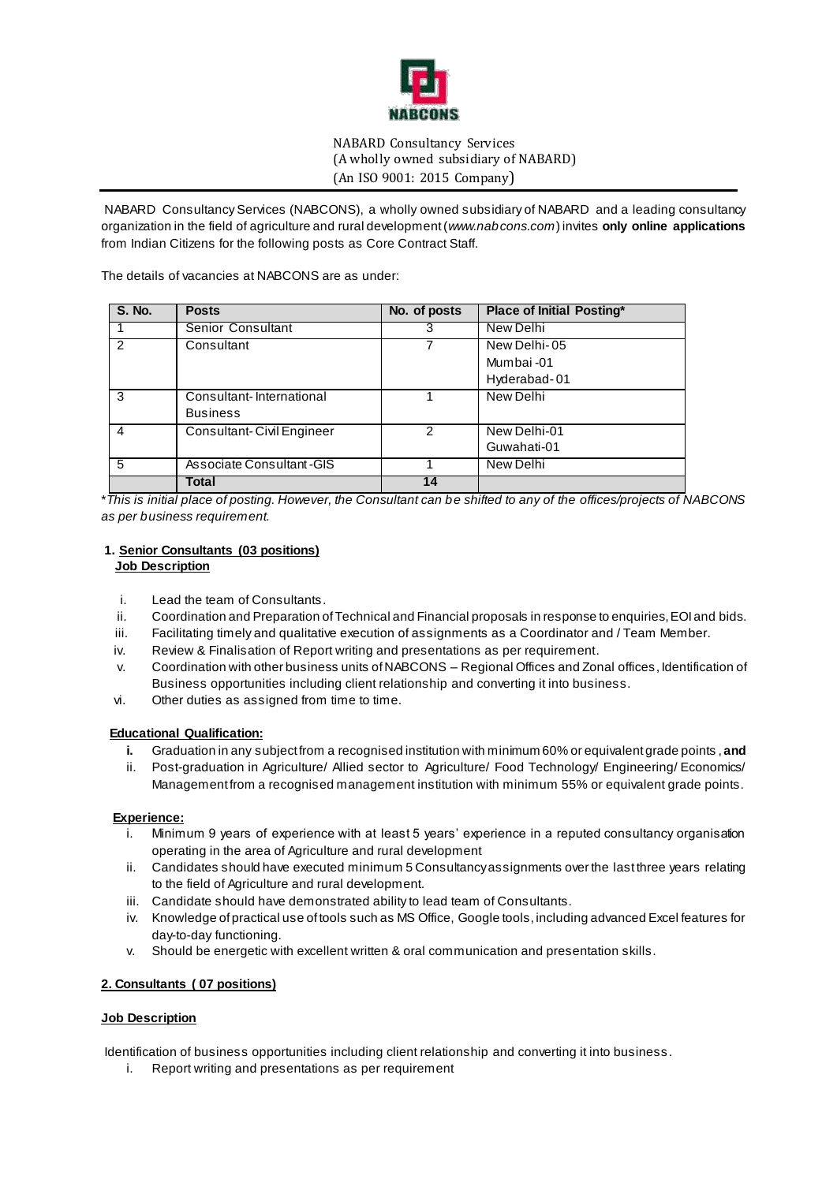NABARD Consultancy Services
(A wholly owned subsidiary of NABARD)
(An ISO 9001: 2015 Company)

NABARD Consultancy Services (NABCONS), a wholly owned subsidiary of NABARD and a leading consultancy organization in the field of agriculture and rural development (*www.nabcons.com*) invites **only online applications** from Indian Citizens for the following posts as Core Contract Staff.

The details of vacancies at NABCONS are as under:

| S. No. | Posts | No. of posts | Place of Initial Posting* |
|---|---|---|---|
| 1 | Senior Consultant | 3 | New Delhi |
| 2 | Consultant | 7 | New Delhi-05<br>Mumbai-01<br>Hyderabad-01 |
| 3 | Consultant- International Business | 1 | New Delhi |
| 4 | Consultant- Civil Engineer | 2 | New Delhi-01<br>Guwahati-01 |
| 5 | Associate Consultant-GIS | 1 | New Delhi |
| | **Total** | **14** | |

*\*This is initial place of posting. However, the Consultant can be shifted to any of the offices/projects of NABCONS as per business requirement.*

## 1. Senior Consultants (03 positions)

**Job Description**

- i. Lead the team of Consultants.
- ii. Coordination and Preparation of Technical and Financial proposals in response to enquiries, EOI and bids.
- iii. Facilitating timely and qualitative execution of assignments as a Coordinator and / Team Member.
- iv. Review & Finalisation of Report writing and presentations as per requirement.
- v. Coordination with other business units of NABCONS – Regional Offices and Zonal offices, Identification of Business opportunities including client relationship and converting it into business.
- vi. Other duties as assigned from time to time.

**Educational Qualification:**

- **i.** Graduation in any subject from a recognised institution with minimum 60% or equivalent grade points, **and**
- ii. Post-graduation in Agriculture/ Allied sector to Agriculture/ Food Technology/ Engineering/ Economics/ Management from a recognised management institution with minimum 55% or equivalent grade points.

**Experience:**

- i. Minimum 9 years of experience with at least 5 years' experience in a reputed consultancy organisation operating in the area of Agriculture and rural development
- ii. Candidates should have executed minimum 5 Consultancy assignments over the last three years relating to the field of Agriculture and rural development.
- iii. Candidate should have demonstrated ability to lead team of Consultants.
- iv. Knowledge of practical use of tools such as MS Office, Google tools, including advanced Excel features for day-to-day functioning.
- v. Should be energetic with excellent written & oral communication and presentation skills.

## 2. Consultants (07 positions)

**Job Description**

Identification of business opportunities including client relationship and converting it into business.

- i. Report writing and presentations as per requirement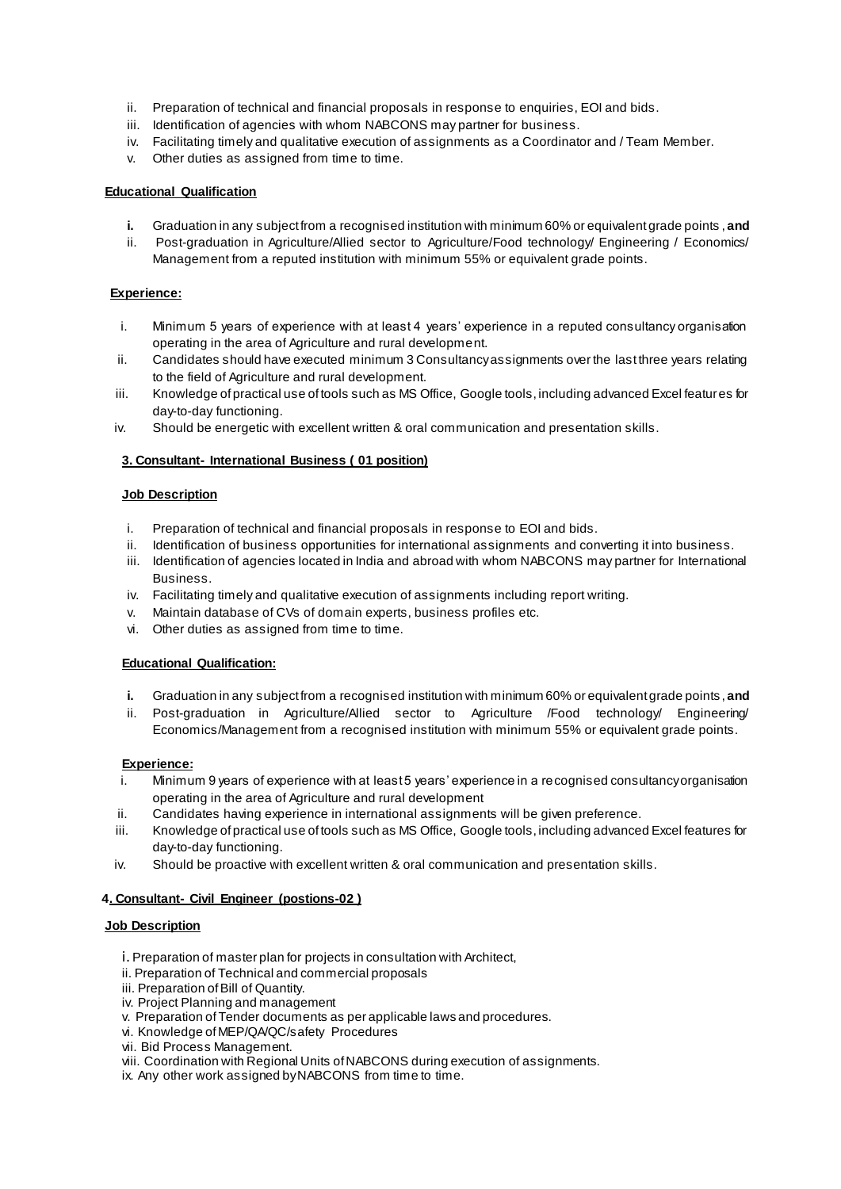ii. Preparation of technical and financial proposals in response to enquiries, EOI and bids.
iii. Identification of agencies with whom NABCONS may partner for business.
iv. Facilitating timely and qualitative execution of assignments as a Coordinator and / Team Member.
v. Other duties as assigned from time to time.

**Educational Qualification**

**i.** Graduation in any subject from a recognised institution with minimum 60% or equivalent grade points , **and**
ii. Post-graduation in Agriculture/Allied sector to Agriculture/Food technology/ Engineering / Economics/ Management from a reputed institution with minimum 55% or equivalent grade points.

**Experience:**

i. Minimum 5 years of experience with at least 4 years' experience in a reputed consultancy organisation operating in the area of Agriculture and rural development.
ii. Candidates should have executed minimum 3 Consultancy assignments over the last three years relating to the field of Agriculture and rural development.
iii. Knowledge of practical use of tools such as MS Office, Google tools, including advanced Excel features for day-to-day functioning.
iv. Should be energetic with excellent written & oral communication and presentation skills.

**3. Consultant- International Business ( 01 position)**

**Job Description**

i. Preparation of technical and financial proposals in response to EOI and bids.
ii. Identification of business opportunities for international assignments and converting it into business.
iii. Identification of agencies located in India and abroad with whom NABCONS may partner for International Business.
iv. Facilitating timely and qualitative execution of assignments including report writing.
v. Maintain database of CVs of domain experts, business profiles etc.
vi. Other duties as assigned from time to time.

**Educational Qualification:**

**i.** Graduation in any subject from a recognised institution with minimum 60% or equivalent grade points , **and**
ii. Post-graduation in Agriculture/Allied sector to Agriculture /Food technology/ Engineering/ Economics/Management from a recognised institution with minimum 55% or equivalent grade points.

**Experience:**

i. Minimum 9 years of experience with at least 5 years' experience in a recognised consultancy organisation operating in the area of Agriculture and rural development
ii. Candidates having experience in international assignments will be given preference.
iii. Knowledge of practical use of tools such as MS Office, Google tools, including advanced Excel features for day-to-day functioning.
iv. Should be proactive with excellent written & oral communication and presentation skills.

**4. Consultant- Civil Engineer (postions-02 )**

**Job Description**

i. Preparation of master plan for projects in consultation with Architect,
ii. Preparation of Technical and commercial proposals
iii. Preparation of Bill of Quantity.
iv. Project Planning and management
v. Preparation of Tender documents as per applicable laws and procedures.
vi. Knowledge of MEP/QA/QC/safety Procedures
vii. Bid Process Management.
viii. Coordination with Regional Units of NABCONS during execution of assignments.
ix. Any other work assigned by NABCONS from time to time.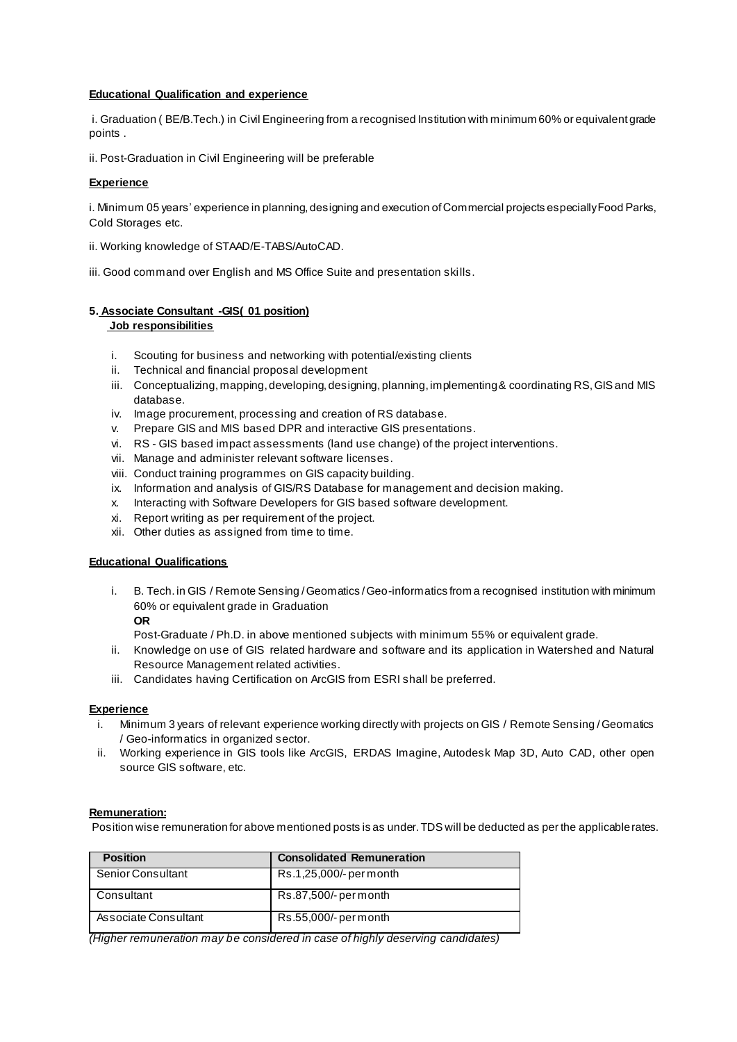**Educational Qualification and experience**

i. Graduation ( BE/B.Tech.) in Civil Engineering from a recognised Institution with minimum 60% or equivalent grade points .

ii. Post-Graduation in Civil Engineering will be preferable

**Experience**

i. Minimum 05 years' experience in planning, designing and execution of Commercial projects especially Food Parks, Cold Storages etc.

ii. Working knowledge of STAAD/E-TABS/AutoCAD.

iii. Good command over English and MS Office Suite and presentation skills.

**5. Associate Consultant -GIS( 01 position)**

**Job responsibilities**

i. Scouting for business and networking with potential/existing clients
ii. Technical and financial proposal development
iii. Conceptualizing, mapping, developing, designing, planning, implementing & coordinating RS, GIS and MIS database.
iv. Image procurement, processing and creation of RS database.
v. Prepare GIS and MIS based DPR and interactive GIS presentations.
vi. RS - GIS based impact assessments (land use change) of the project interventions.
vii. Manage and administer relevant software licenses.
viii. Conduct training programmes on GIS capacity building.
ix. Information and analysis of GIS/RS Database for management and decision making.
x. Interacting with Software Developers for GIS based software development.
xi. Report writing as per requirement of the project.
xii. Other duties as assigned from time to time.

**Educational Qualifications**

i. B. Tech. in GIS / Remote Sensing / Geomatics / Geo-informatics from a recognised institution with minimum 60% or equivalent grade in Graduation

   **OR**

   Post-Graduate / Ph.D. in above mentioned subjects with minimum 55% or equivalent grade.
ii. Knowledge on use of GIS related hardware and software and its application in Watershed and Natural Resource Management related activities.
iii. Candidates having Certification on ArcGIS from ESRI shall be preferred.

**Experience**

i. Minimum 3 years of relevant experience working directly with projects on GIS / Remote Sensing / Geomatics / Geo-informatics in organized sector.
ii. Working experience in GIS tools like ArcGIS, ERDAS Imagine, Autodesk Map 3D, Auto CAD, other open source GIS software, etc.

**Remuneration:**

Position wise remuneration for above mentioned posts is as under. TDS will be deducted as per the applicable rates.

| Position | Consolidated Remuneration |
|---|---|
| Senior Consultant | Rs.1,25,000/- per month |
| Consultant | Rs.87,500/- per month |
| Associate Consultant | Rs.55,000/- per month |

*(Higher remuneration may be considered in case of highly deserving candidates)*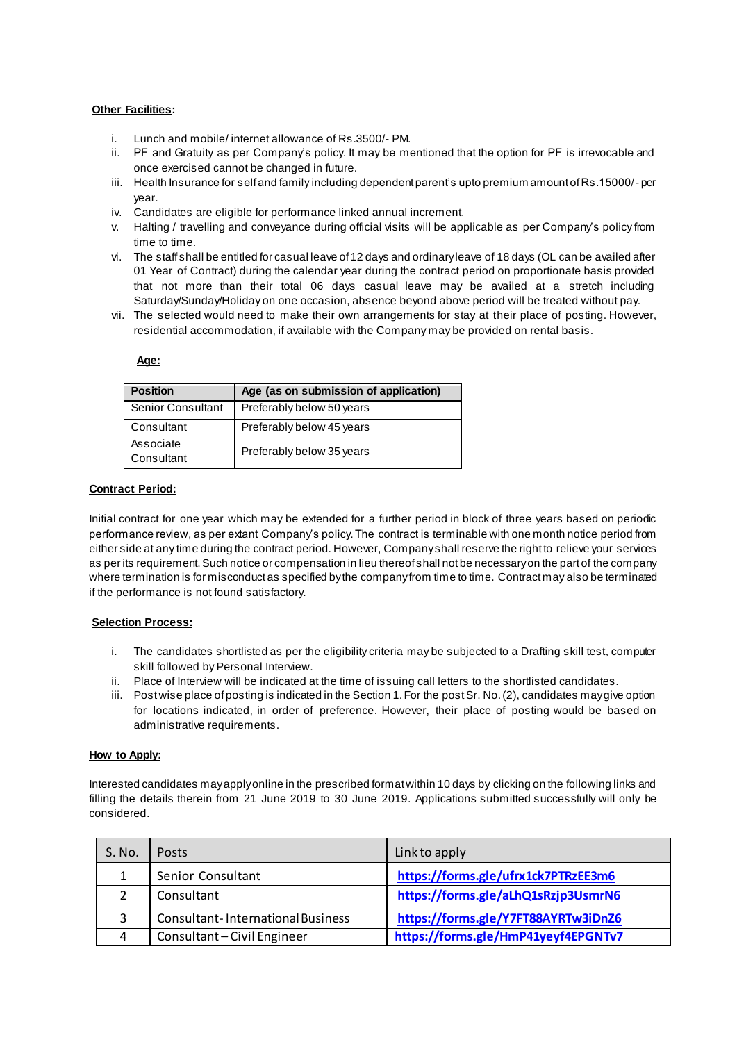**Other Facilities:**

i. Lunch and mobile/ internet allowance of Rs.3500/- PM.
ii. PF and Gratuity as per Company's policy. It may be mentioned that the option for PF is irrevocable and once exercised cannot be changed in future.
iii. Health Insurance for self and family including dependent parent's upto premium amount of Rs.15000/- per year.
iv. Candidates are eligible for performance linked annual increment.
v. Halting / travelling and conveyance during official visits will be applicable as per Company's policy from time to time.
vi. The staff shall be entitled for casual leave of 12 days and ordinary leave of 18 days (OL can be availed after 01 Year of Contract) during the calendar year during the contract period on proportionate basis provided that not more than their total 06 days casual leave may be availed at a stretch including Saturday/Sunday/Holiday on one occasion, absence beyond above period will be treated without pay.
vii. The selected would need to make their own arrangements for stay at their place of posting. However, residential accommodation, if available with the Company may be provided on rental basis.

**Age:**

| Position | Age (as on submission of application) |
|---|---|
| Senior Consultant | Preferably below 50 years |
| Consultant | Preferably below 45 years |
| Associate Consultant | Preferably below 35 years |

**Contract Period:**

Initial contract for one year which may be extended for a further period in block of three years based on periodic performance review, as per extant Company's policy. The contract is terminable with one month notice period from either side at any time during the contract period. However, Company shall reserve the right to relieve your services as per its requirement. Such notice or compensation in lieu thereof shall not be necessary on the part of the company where termination is for misconduct as specified by the company from time to time. Contract may also be terminated if the performance is not found satisfactory.

**Selection Process:**

i. The candidates shortlisted as per the eligibility criteria may be subjected to a Drafting skill test, computer skill followed by Personal Interview.
ii. Place of Interview will be indicated at the time of issuing call letters to the shortlisted candidates.
iii. Post wise place of posting is indicated in the Section 1. For the post Sr. No. (2), candidates may give option for locations indicated, in order of preference. However, their place of posting would be based on administrative requirements.

**How to Apply:**

Interested candidates may apply online in the prescribed format within 10 days by clicking on the following links and filling the details therein from 21 June 2019 to 30 June 2019. Applications submitted successfully will only be considered.

| S. No. | Posts | Link to apply |
|---|---|---|
| 1 | Senior Consultant | https://forms.gle/ufrx1ck7PTRzEE3m6 |
| 2 | Consultant | https://forms.gle/aLhQ1sRzjp3UsmrN6 |
| 3 | Consultant- International Business | https://forms.gle/Y7FT88AYRTw3iDnZ6 |
| 4 | Consultant – Civil Engineer | https://forms.gle/HmP41yeyf4EPGNTv7 |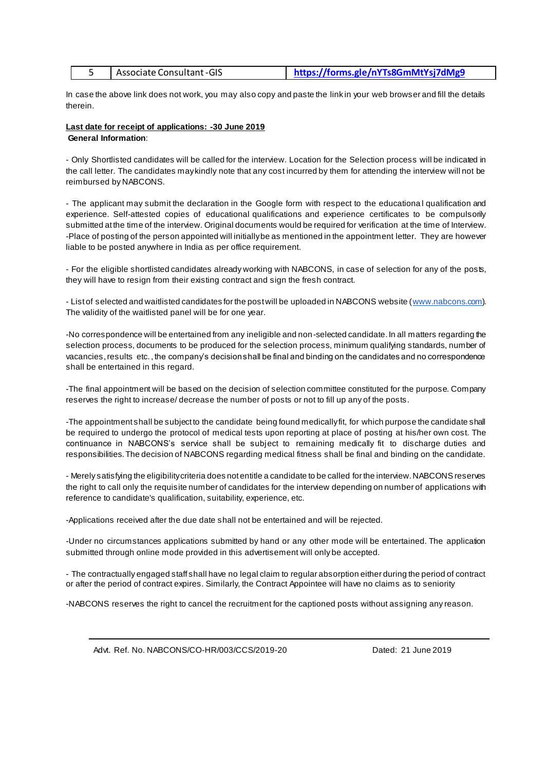| | | |
|---|---|---|
| 5 | Associate Consultant -GIS | **https://forms.gle/nYTs8GmMtYsj7dMg9** |

In case the above link does not work, you may also copy and paste the link in your web browser and fill the details therein.

**Last date for receipt of applications: -30 June 2019**

**General Information**:

- Only Shortlisted candidates will be called for the interview. Location for the Selection process will be indicated in the call letter. The candidates may kindly note that any cost incurred by them for attending the interview will not be reimbursed by NABCONS.

- The applicant may submit the declaration in the Google form with respect to the educational qualification and experience. Self-attested copies of educational qualifications and experience certificates to be compulsorily submitted at the time of the interview. Original documents would be required for verification at the time of Interview.
-Place of posting of the person appointed will initially be as mentioned in the appointment letter. They are however liable to be posted anywhere in India as per office requirement.

- For the eligible shortlisted candidates already working with NABCONS, in case of selection for any of the posts, they will have to resign from their existing contract and sign the fresh contract.

- List of selected and waitlisted candidates for the post will be uploaded in NABCONS website (www.nabcons.com). The validity of the waitlisted panel will be for one year.

-No correspondence will be entertained from any ineligible and non-selected candidate. In all matters regarding the selection process, documents to be produced for the selection process, minimum qualifying standards, number of vacancies, results etc., the company's decision shall be final and binding on the candidates and no correspondence shall be entertained in this regard.

-The final appointment will be based on the decision of selection committee constituted for the purpose. Company reserves the right to increase/ decrease the number of posts or not to fill up any of the posts.

-The appointment shall be subject to the candidate being found medically fit, for which purpose the candidate shall be required to undergo the protocol of medical tests upon reporting at place of posting at his/her own cost. The continuance in NABCONS's service shall be subject to remaining medically fit to discharge duties and responsibilities. The decision of NABCONS regarding medical fitness shall be final and binding on the candidate.

- Merely satisfying the eligibility criteria does not entitle a candidate to be called for the interview. NABCONS reserves the right to call only the requisite number of candidates for the interview depending on number of applications with reference to candidate's qualification, suitability, experience, etc.

-Applications received after the due date shall not be entertained and will be rejected.

-Under no circumstances applications submitted by hand or any other mode will be entertained. The application submitted through online mode provided in this advertisement will only be accepted.

- The contractually engaged staff shall have no legal claim to regular absorption either during the period of contract or after the period of contract expires. Similarly, the Contract Appointee will have no claims as to seniority

-NABCONS reserves the right to cancel the recruitment for the captioned posts without assigning any reason.

Advt. Ref. No. NABCONS/CO-HR/003/CCS/2019-20 Dated: 21 June 2019